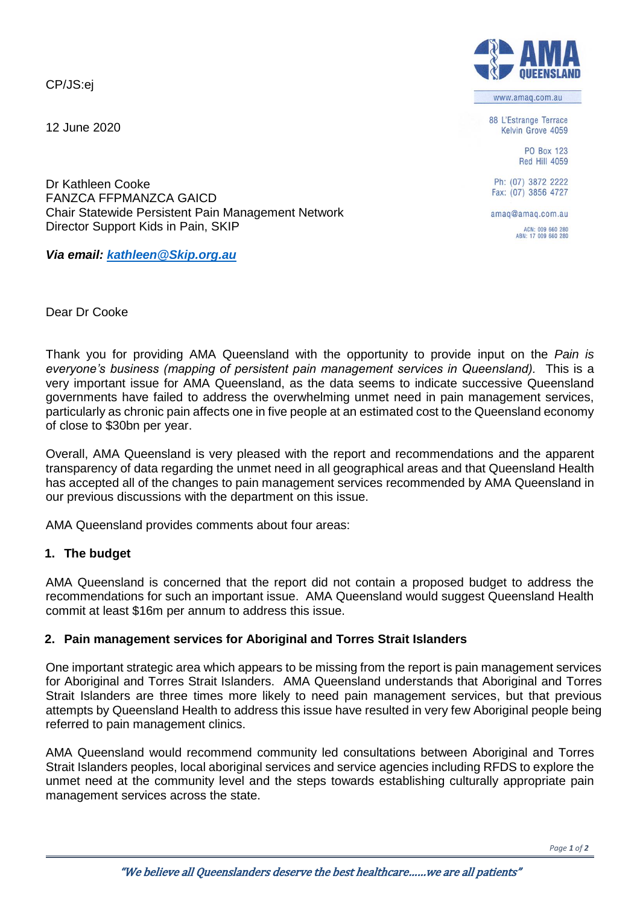CP/JS:ej

12 June 2020

AMA QUEENSLAND

www.amaq.com.au

88 L'Estrange Terrace
Kelvin Grove 4059

PO Box 123
Red Hill 4059

Ph: (07) 3872 2222
Fax: (07) 3856 4727

amaq@amaq.com.au

ACN: 009 660 280
ABN: 17 009 660 280

Dr Kathleen Cooke
FANZCA FFPMANZCA GAICD
Chair Statewide Persistent Pain Management Network
Director Support Kids in Pain, SKIP

***Via email: kathleen@Skip.org.au***

Dear Dr Cooke

Thank you for providing AMA Queensland with the opportunity to provide input on the *Pain is everyone's business (mapping of persistent pain management services in Queensland).* This is a very important issue for AMA Queensland, as the data seems to indicate successive Queensland governments have failed to address the overwhelming unmet need in pain management services, particularly as chronic pain affects one in five people at an estimated cost to the Queensland economy of close to $30bn per year.

Overall, AMA Queensland is very pleased with the report and recommendations and the apparent transparency of data regarding the unmet need in all geographical areas and that Queensland Health has accepted all of the changes to pain management services recommended by AMA Queensland in our previous discussions with the department on this issue.

AMA Queensland provides comments about four areas:

**1. The budget**

AMA Queensland is concerned that the report did not contain a proposed budget to address the recommendations for such an important issue. AMA Queensland would suggest Queensland Health commit at least $16m per annum to address this issue.

**2. Pain management services for Aboriginal and Torres Strait Islanders**

One important strategic area which appears to be missing from the report is pain management services for Aboriginal and Torres Strait Islanders. AMA Queensland understands that Aboriginal and Torres Strait Islanders are three times more likely to need pain management services, but that previous attempts by Queensland Health to address this issue have resulted in very few Aboriginal people being referred to pain management clinics.

AMA Queensland would recommend community led consultations between Aboriginal and Torres Strait Islanders peoples, local aboriginal services and service agencies including RFDS to explore the unmet need at the community level and the steps towards establishing culturally appropriate pain management services across the state.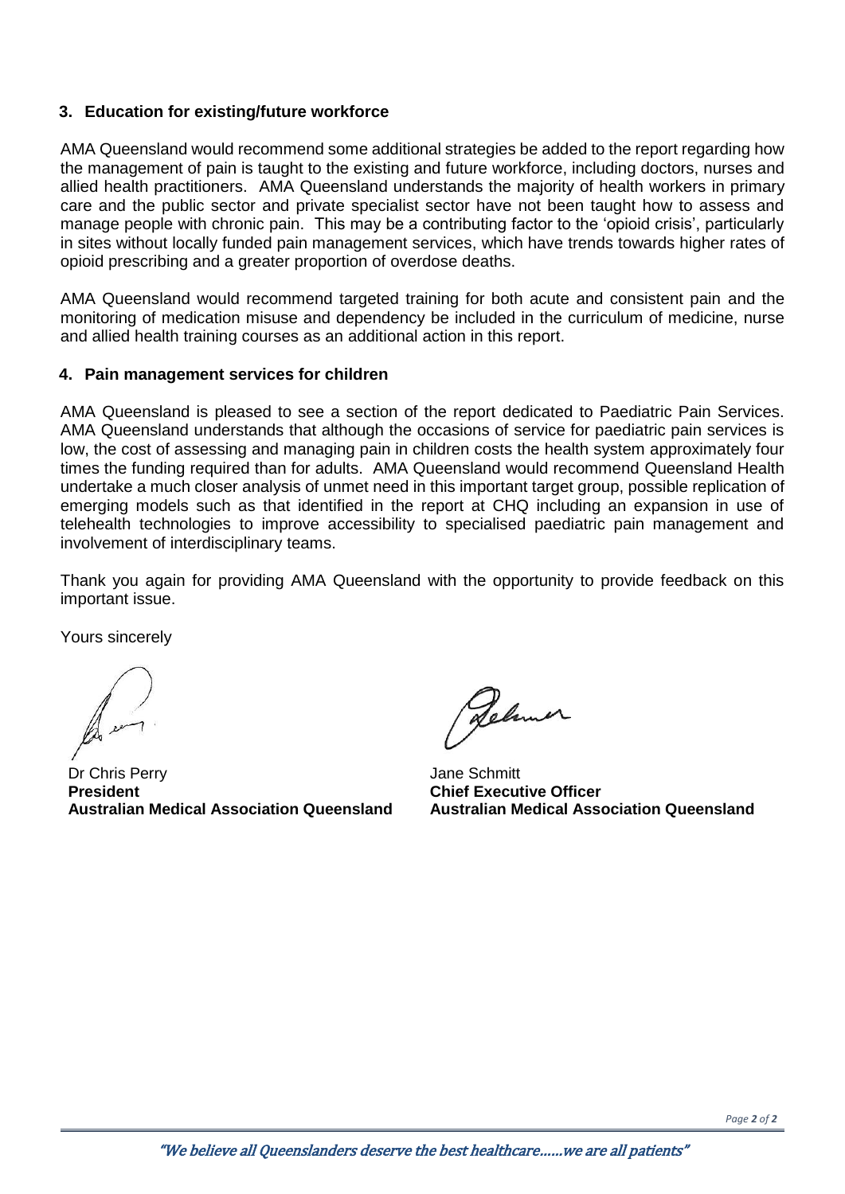## 3. Education for existing/future workforce

AMA Queensland would recommend some additional strategies be added to the report regarding how the management of pain is taught to the existing and future workforce, including doctors, nurses and allied health practitioners. AMA Queensland understands the majority of health workers in primary care and the public sector and private specialist sector have not been taught how to assess and manage people with chronic pain. This may be a contributing factor to the 'opioid crisis', particularly in sites without locally funded pain management services, which have trends towards higher rates of opioid prescribing and a greater proportion of overdose deaths.

AMA Queensland would recommend targeted training for both acute and consistent pain and the monitoring of medication misuse and dependency be included in the curriculum of medicine, nurse and allied health training courses as an additional action in this report.

## 4. Pain management services for children

AMA Queensland is pleased to see a section of the report dedicated to Paediatric Pain Services. AMA Queensland understands that although the occasions of service for paediatric pain services is low, the cost of assessing and managing pain in children costs the health system approximately four times the funding required than for adults. AMA Queensland would recommend Queensland Health undertake a much closer analysis of unmet need in this important target group, possible replication of emerging models such as that identified in the report at CHQ including an expansion in use of telehealth technologies to improve accessibility to specialised paediatric pain management and involvement of interdisciplinary teams.

Thank you again for providing AMA Queensland with the opportunity to provide feedback on this important issue.

Yours sincerely

Dr Chris Perry
**President**
**Australian Medical Association Queensland**

Jane Schmitt
**Chief Executive Officer**
**Australian Medical Association Queensland**

*"We believe all Queenslanders deserve the best healthcare……we are all patients"*